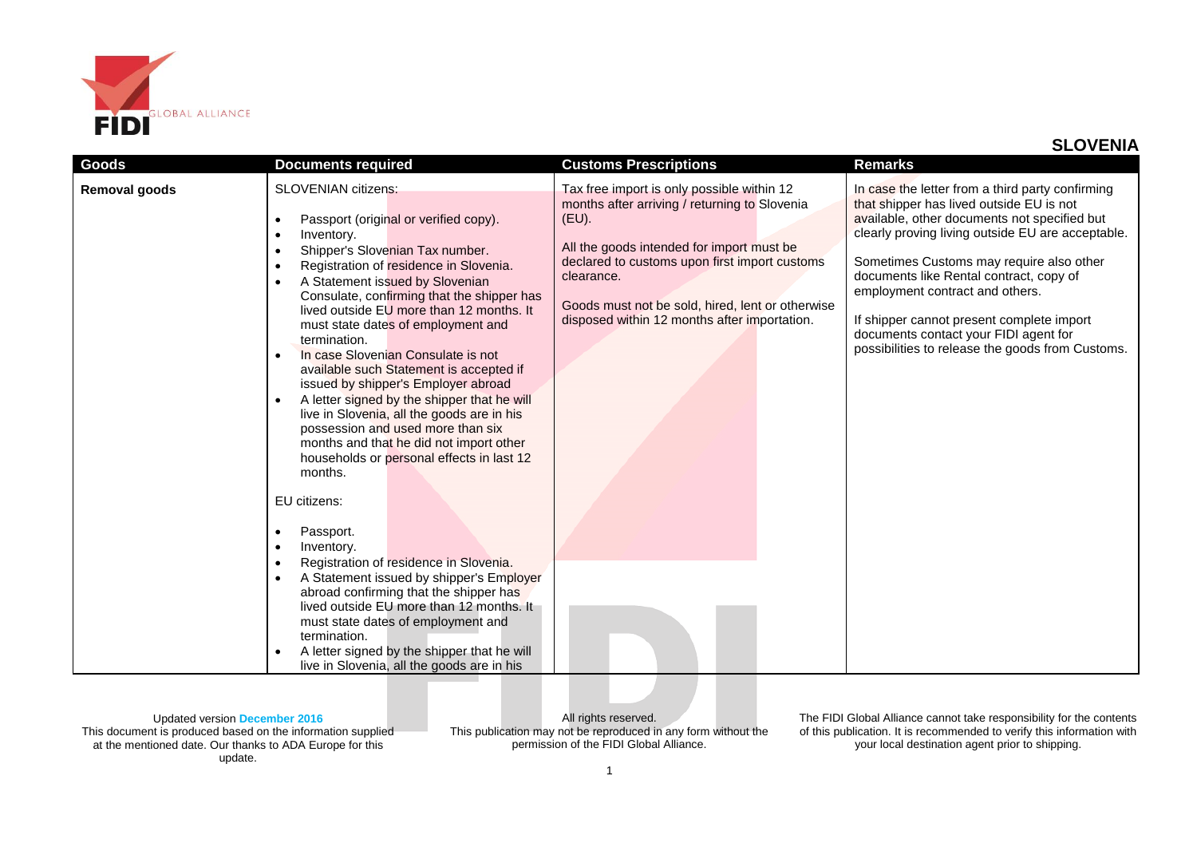## SLOVENIA

| Goods | Documents required | Customs Prescriptions | Remarks |
|---|---|---|---|
| **Removal goods** | SLOVENIAN citizens:<br><br>• Passport (original or verified copy).<br>• Inventory.<br>• Shipper's Slovenian Tax number.<br>• Registration of residence in Slovenia.<br>• A Statement issued by Slovenian Consulate, confirming that the shipper has lived outside EU more than 12 months. It must state dates of employment and termination.<br>• In case Slovenian Consulate is not available such Statement is accepted if issued by shipper's Employer abroad<br>• A letter signed by the shipper that he will live in Slovenia, all the goods are in his possession and used more than six months and that he did not import other households or personal effects in last 12 months.<br><br>EU citizens:<br><br>• Passport.<br>• Inventory.<br>• Registration of residence in Slovenia.<br>• A Statement issued by shipper's Employer abroad confirming that the shipper has lived outside EU more than 12 months. It must state dates of employment and termination.<br>• A letter signed by the shipper that he will live in Slovenia, all the goods are in his | Tax free import is only possible within 12 months after arriving / returning to Slovenia (EU).<br><br>All the goods intended for import must be declared to customs upon first import customs clearance.<br><br>Goods must not be sold, hired, lent or otherwise disposed within 12 months after importation. | In case the letter from a third party confirming that shipper has lived outside EU is not available, other documents not specified but clearly proving living outside EU are acceptable.<br><br>Sometimes Customs may require also other documents like Rental contract, copy of employment contract and others.<br><br>If shipper cannot present complete import documents contact your FIDI agent for possibilities to release the goods from Customs. |

Updated version December 2016
This document is produced based on the information supplied at the mentioned date. Our thanks to ADA Europe for this update.

All rights reserved.
This publication may not be reproduced in any form without the permission of the FIDI Global Alliance.

The FIDI Global Alliance cannot take responsibility for the contents of this publication. It is recommended to verify this information with your local destination agent prior to shipping.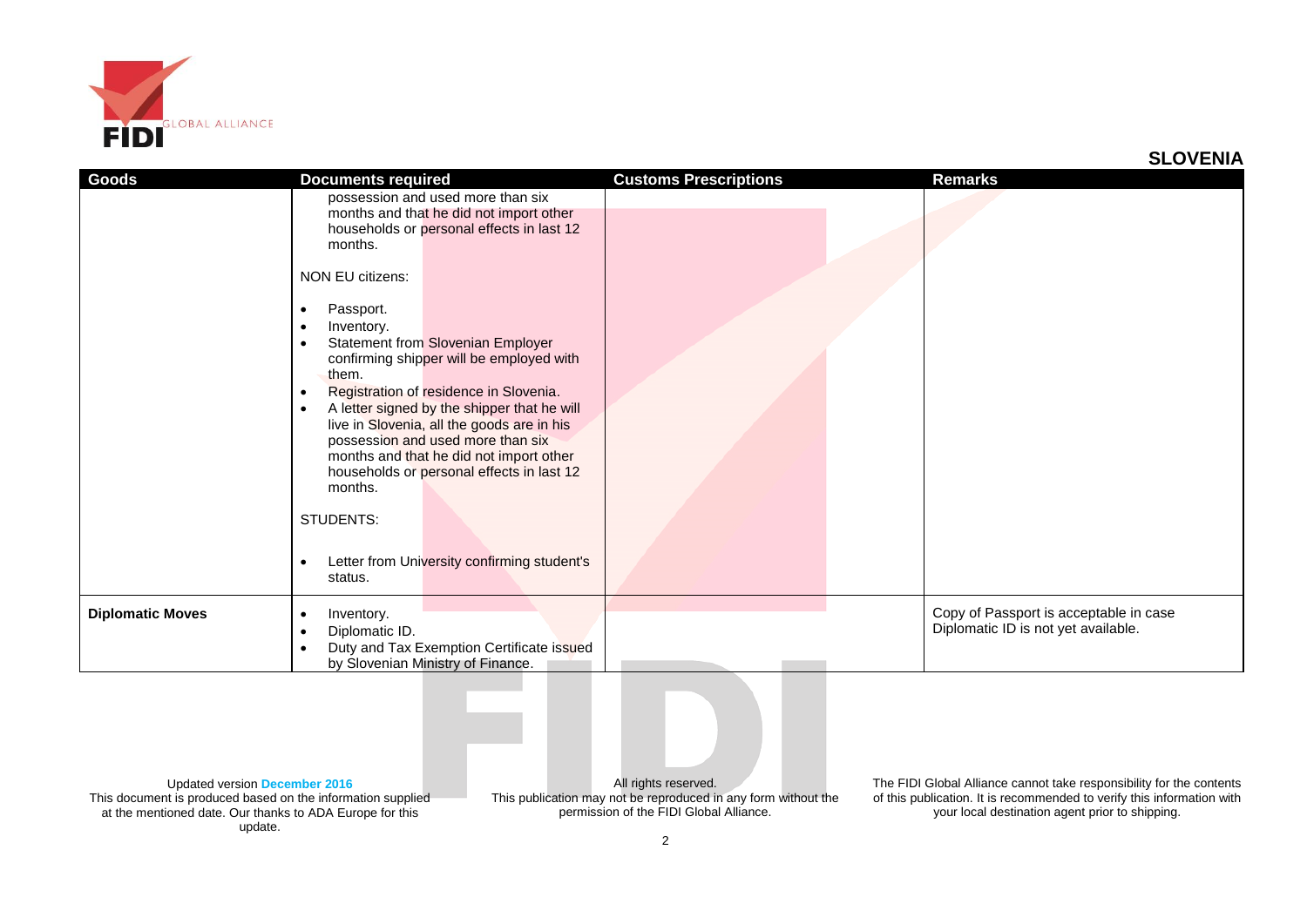## SLOVENIA

| Goods | Documents required | Customs Prescriptions | Remarks |
|---|---|---|---|
| | possession and used more than six months and that he did not import other households or personal effects in last 12 months.<br><br>NON EU citizens:<br><br>• Passport.<br>• Inventory.<br>• Statement from Slovenian Employer confirming shipper will be employed with them.<br>• Registration of residence in Slovenia.<br>• A letter signed by the shipper that he will live in Slovenia, all the goods are in his possession and used more than six months and that he did not import other households or personal effects in last 12 months.<br><br>STUDENTS:<br><br>• Letter from University confirming student's status. | | |
| **Diplomatic Moves** | • Inventory.<br>• Diplomatic ID.<br>• Duty and Tax Exemption Certificate issued by Slovenian Ministry of Finance. | | Copy of Passport is acceptable in case Diplomatic ID is not yet available. |

Updated version December 2016
This document is produced based on the information supplied at the mentioned date. Our thanks to ADA Europe for this update.

All rights reserved.
This publication may not be reproduced in any form without the permission of the FIDI Global Alliance.

The FIDI Global Alliance cannot take responsibility for the contents of this publication. It is recommended to verify this information with your local destination agent prior to shipping.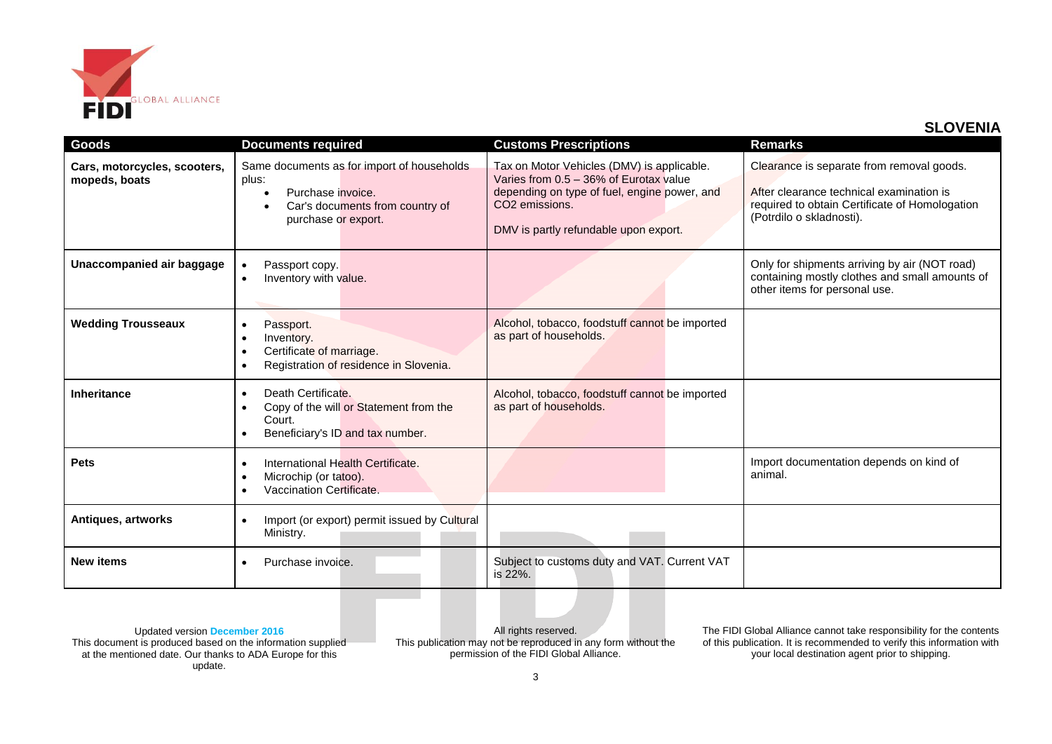## SLOVENIA

| Goods | Documents required | Customs Prescriptions | Remarks |
|---|---|---|---|
| **Cars, motorcycles, scooters, mopeds, boats** | Same documents as for import of households plus:<br>• Purchase invoice.<br>• Car's documents from country of purchase or export. | Tax on Motor Vehicles (DMV) is applicable. Varies from 0.5 – 36% of Eurotax value depending on type of fuel, engine power, and CO2 emissions.<br><br>DMV is partly refundable upon export. | Clearance is separate from removal goods.<br><br>After clearance technical examination is required to obtain Certificate of Homologation (Potrdilo o skladnosti). |
| **Unaccompanied air baggage** | • Passport copy.<br>• Inventory with value. | | Only for shipments arriving by air (NOT road) containing mostly clothes and small amounts of other items for personal use. |
| **Wedding Trousseaux** | • Passport.<br>• Inventory.<br>• Certificate of marriage.<br>• Registration of residence in Slovenia. | Alcohol, tobacco, foodstuff cannot be imported as part of households. | |
| **Inheritance** | • Death Certificate.<br>• Copy of the will or Statement from the Court.<br>• Beneficiary's ID and tax number. | Alcohol, tobacco, foodstuff cannot be imported as part of households. | |
| **Pets** | • International Health Certificate.<br>• Microchip (or tatoo).<br>• Vaccination Certificate. | | Import documentation depends on kind of animal. |
| **Antiques, artworks** | • Import (or export) permit issued by Cultural Ministry. | | |
| **New items** | • Purchase invoice. | Subject to customs duty and VAT. Current VAT is 22%. | |

Updated version **December 2016**
This document is produced based on the information supplied at the mentioned date. Our thanks to ADA Europe for this update.

All rights reserved.
This publication may not be reproduced in any form without the permission of the FIDI Global Alliance.

The FIDI Global Alliance cannot take responsibility for the contents of this publication. It is recommended to verify this information with your local destination agent prior to shipping.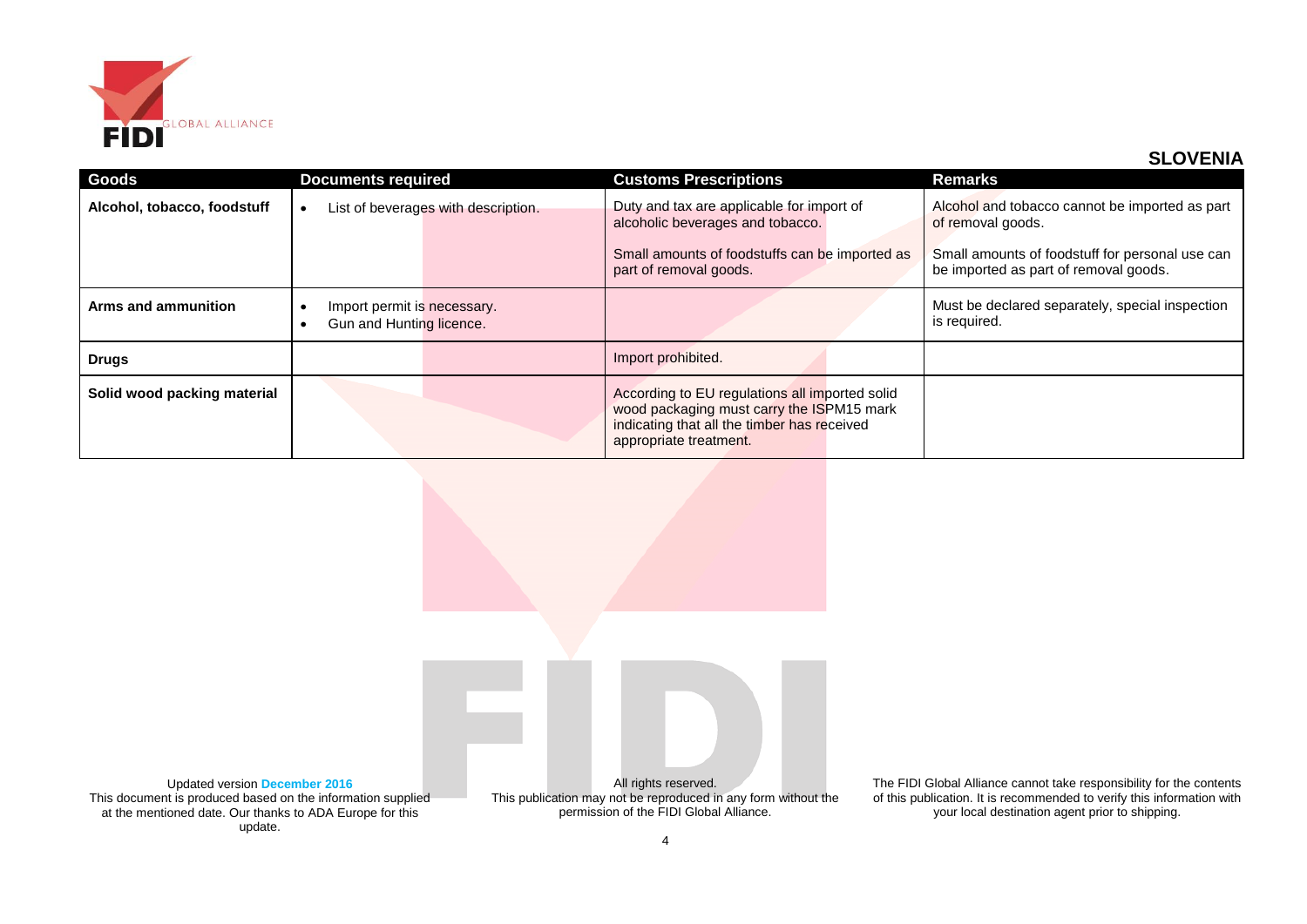## SLOVENIA

| Goods | Documents required | Customs Prescriptions | Remarks |
|---|---|---|---|
| **Alcohol, tobacco, foodstuff** | • List of beverages with description. | Duty and tax are applicable for import of alcoholic beverages and tobacco.<br><br>Small amounts of foodstuffs can be imported as part of removal goods. | Alcohol and tobacco cannot be imported as part of removal goods.<br><br>Small amounts of foodstuff for personal use can be imported as part of removal goods. |
| **Arms and ammunition** | • Import permit is necessary.<br>• Gun and Hunting licence. | | Must be declared separately, special inspection is required. |
| **Drugs** | | Import prohibited. | |
| **Solid wood packing material** | | According to EU regulations all imported solid wood packaging must carry the ISPM15 mark indicating that all the timber has received appropriate treatment. | |

Updated version **December 2016**
This document is produced based on the information supplied at the mentioned date. Our thanks to ADA Europe for this update.

All rights reserved.
This publication may not be reproduced in any form without the permission of the FIDI Global Alliance.

The FIDI Global Alliance cannot take responsibility for the contents of this publication. It is recommended to verify this information with your local destination agent prior to shipping.